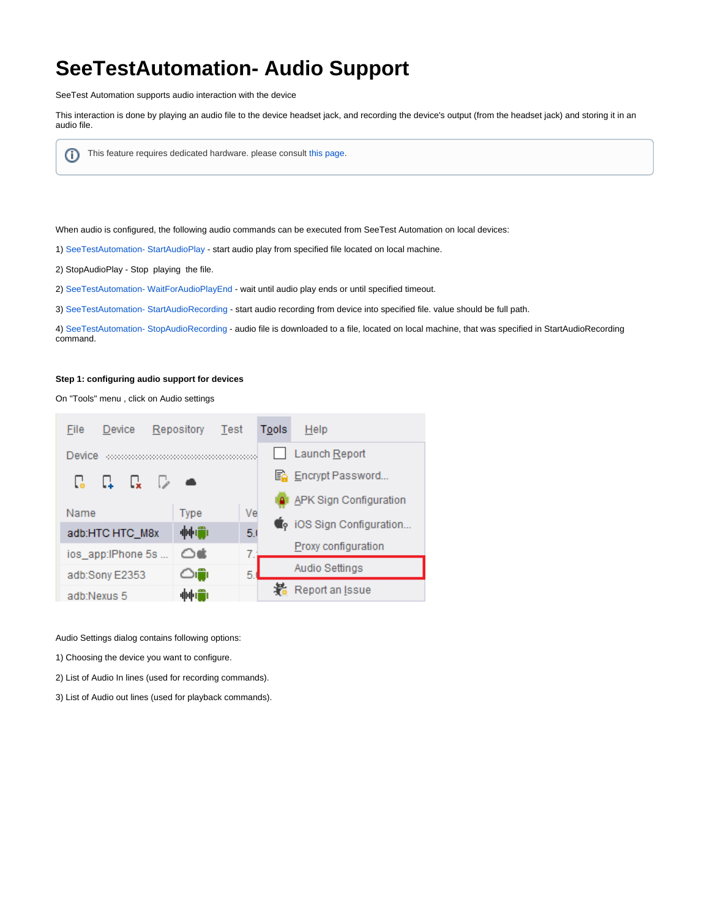# SeeTestAutomation- Audio Support

SeeTest Automation supports audio interaction with the device

This interaction is done by playing an audio file to the device headset jack, and recording the device's output (from the headset jack) and storing it in an audio file.

> This feature requires dedicated hardware. please consult this page.

When audio is configured, the following audio commands can be executed from SeeTest Automation on local devices:

1) SeeTestAutomation- StartAudioPlay - start audio play from specified file located on local machine.

2) StopAudioPlay - Stop playing the file.

2) SeeTestAutomation- WaitForAudioPlayEnd - wait until audio play ends or until specified timeout.

3) SeeTestAutomation- StartAudioRecording - start audio recording from device into specified file. value should be full path.

4) SeeTestAutomation- StopAudioRecording - audio file is downloaded to a file, located on local machine, that was specified in StartAudioRecording command.

**Step 1: configuring audio support for devices**

On "Tools" menu , click on Audio settings

Audio Settings dialog contains following options:

1) Choosing the device you want to configure.

2) List of Audio In lines (used for recording commands).

3) List of Audio out lines (used for playback commands).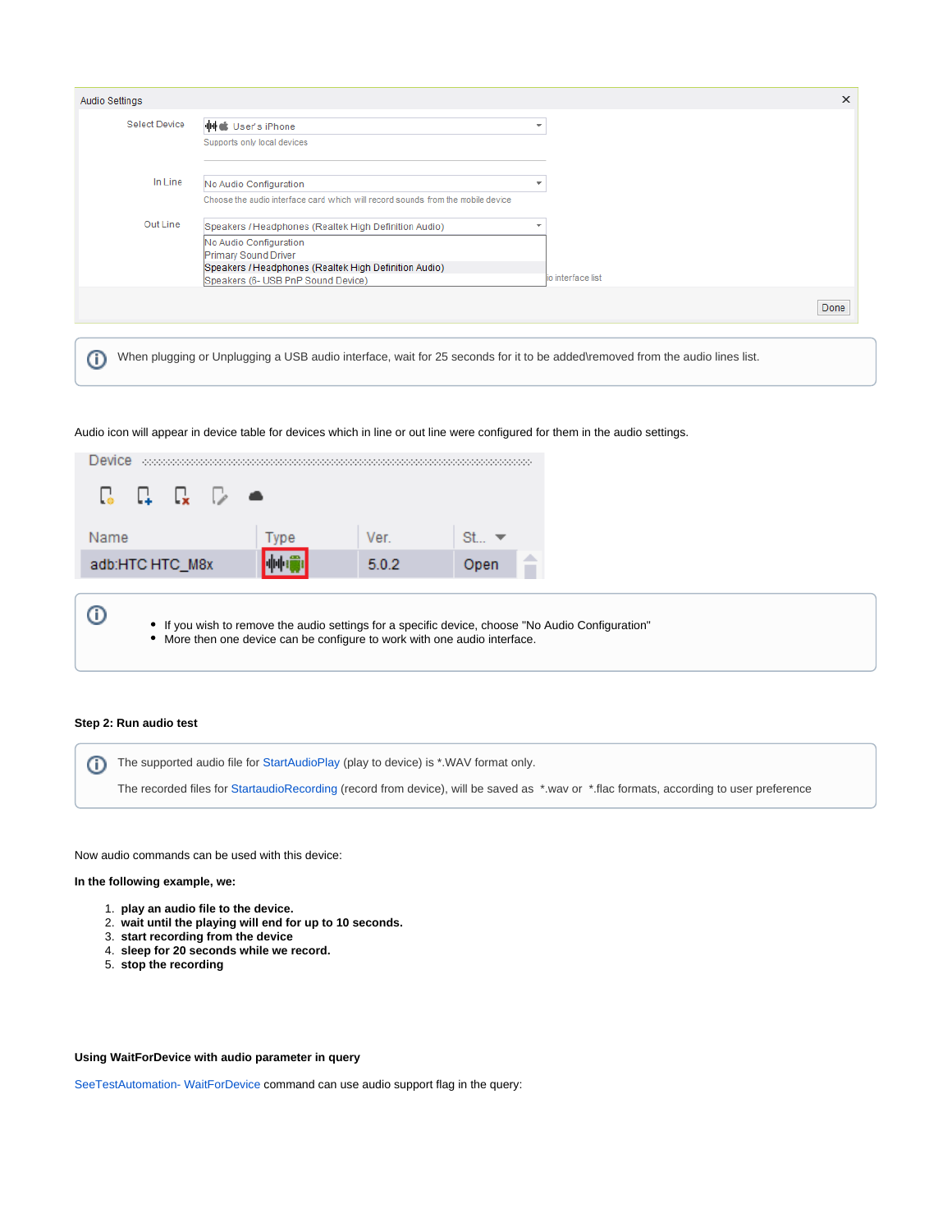Audio Settings

Select Device: User's iPhone

Supports only local devices

In Line: No Audio Configuration

Choose the audio interface card which will record sounds from the mobile device

Out Line: Speakers / Headphones (Realtek High Definition Audio)

No Audio Configuration
Primary Sound Driver
Speakers / Headphones (Realtek High Definition Audio)
Speakers (6- USB PnP Sound Device)

io interface list

Done

> When plugging or Unplugging a USB audio interface, wait for 25 seconds for it to be added\removed from the audio lines list.

Audio icon will appear in device table for devices which in line or out line were configured for them in the audio settings.

Device

| Name | Type | Ver. | St... |
|---|---|---|---|
| adb:HTC HTC_M8x | | 5.0.2 | Open |

> - If you wish to remove the audio settings for a specific device, choose "No Audio Configuration"
> - More then one device can be configure to work with one audio interface.

**Step 2: Run audio test**

> The supported audio file for StartAudioPlay (play to device) is *.WAV format only.
>
> The recorded files for StartaudioRecording (record from device), will be saved as *.wav or *.flac formats, according to user preference

Now audio commands can be used with this device:

**In the following example, we:**

1. **play an audio file to the device.**
2. **wait until the playing will end for up to 10 seconds.**
3. **start recording from the device**
4. **sleep for 20 seconds while we record.**
5. **stop the recording**

**Using WaitForDevice with audio parameter in query**

SeeTestAutomation- WaitForDevice command can use audio support flag in the query: